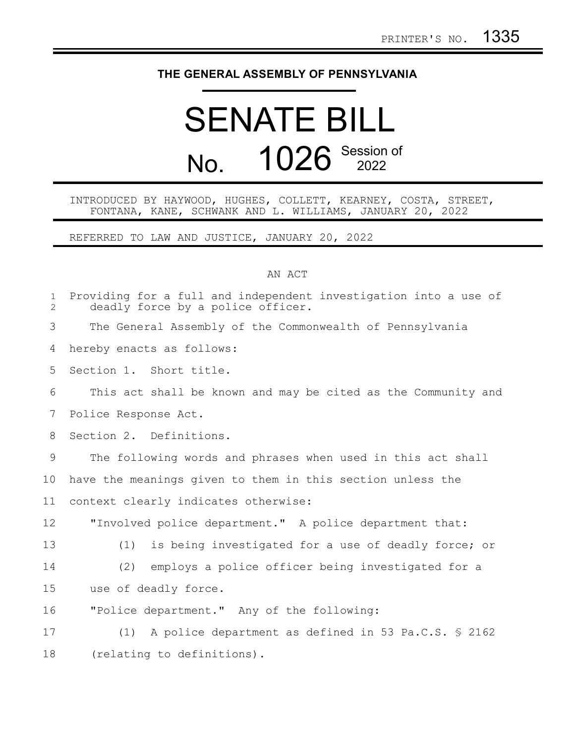PRINTER'S NO. 1335

# THE GENERAL ASSEMBLY OF PENNSYLVANIA

# SENATE BILL No. 1026 Session of 2022

INTRODUCED BY HAYWOOD, HUGHES, COLLETT, KEARNEY, COSTA, STREET, FONTANA, KANE, SCHWANK AND L. WILLIAMS, JANUARY 20, 2022

REFERRED TO LAW AND JUSTICE, JANUARY 20, 2022

AN ACT

Providing for a full and independent investigation into a use of deadly force by a police officer.

The General Assembly of the Commonwealth of Pennsylvania hereby enacts as follows:

Section 1. Short title.

This act shall be known and may be cited as the Community and Police Response Act.

Section 2. Definitions.

The following words and phrases when used in this act shall have the meanings given to them in this section unless the context clearly indicates otherwise:

"Involved police department." A police department that:

(1) is being investigated for a use of deadly force; or

(2) employs a police officer being investigated for a use of deadly force.

"Police department." Any of the following:

(1) A police department as defined in 53 Pa.C.S. § 2162 (relating to definitions).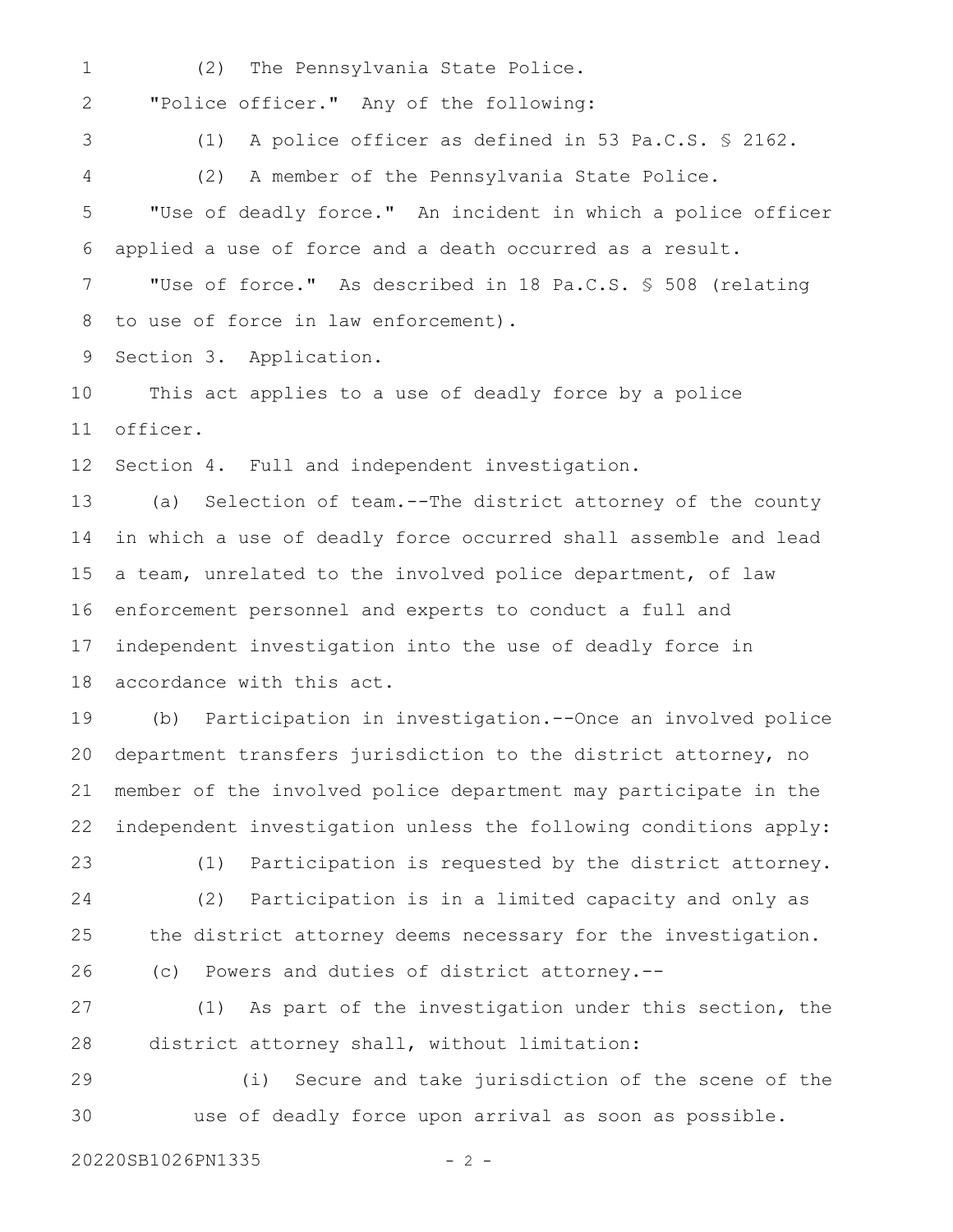(2) The Pennsylvania State Police.

"Police officer." Any of the following:

(1) A police officer as defined in 53 Pa.C.S. § 2162.

(2) A member of the Pennsylvania State Police.

"Use of deadly force." An incident in which a police officer applied a use of force and a death occurred as a result.

"Use of force." As described in 18 Pa.C.S. § 508 (relating to use of force in law enforcement).

Section 3. Application.

This act applies to a use of deadly force by a police officer.

Section 4. Full and independent investigation.

(a) Selection of team.--The district attorney of the county in which a use of deadly force occurred shall assemble and lead a team, unrelated to the involved police department, of law enforcement personnel and experts to conduct a full and independent investigation into the use of deadly force in accordance with this act.

(b) Participation in investigation.--Once an involved police department transfers jurisdiction to the district attorney, no member of the involved police department may participate in the independent investigation unless the following conditions apply:

(1) Participation is requested by the district attorney.

(2) Participation is in a limited capacity and only as the district attorney deems necessary for the investigation.

(c) Powers and duties of district attorney.--

(1) As part of the investigation under this section, the district attorney shall, without limitation:

(i) Secure and take jurisdiction of the scene of the use of deadly force upon arrival as soon as possible.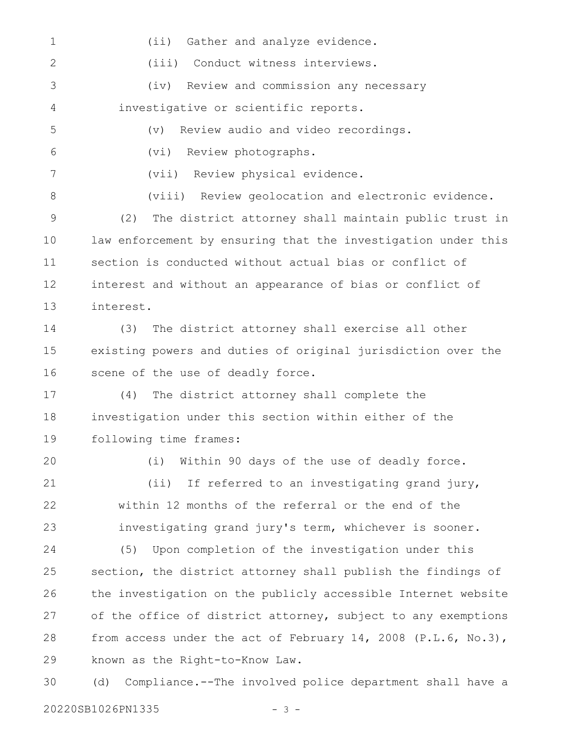(ii) Gather and analyze evidence.

(iii) Conduct witness interviews.

(iv) Review and commission any necessary investigative or scientific reports.

(v) Review audio and video recordings.

(vi) Review photographs.

(vii) Review physical evidence.

(viii) Review geolocation and electronic evidence.

(2) The district attorney shall maintain public trust in law enforcement by ensuring that the investigation under this section is conducted without actual bias or conflict of interest and without an appearance of bias or conflict of interest.

(3) The district attorney shall exercise all other existing powers and duties of original jurisdiction over the scene of the use of deadly force.

(4) The district attorney shall complete the investigation under this section within either of the following time frames:

(i) Within 90 days of the use of deadly force.

(ii) If referred to an investigating grand jury, within 12 months of the referral or the end of the investigating grand jury's term, whichever is sooner.

(5) Upon completion of the investigation under this section, the district attorney shall publish the findings of the investigation on the publicly accessible Internet website of the office of district attorney, subject to any exemptions from access under the act of February 14, 2008 (P.L.6, No.3), known as the Right-to-Know Law.

(d) Compliance.--The involved police department shall have a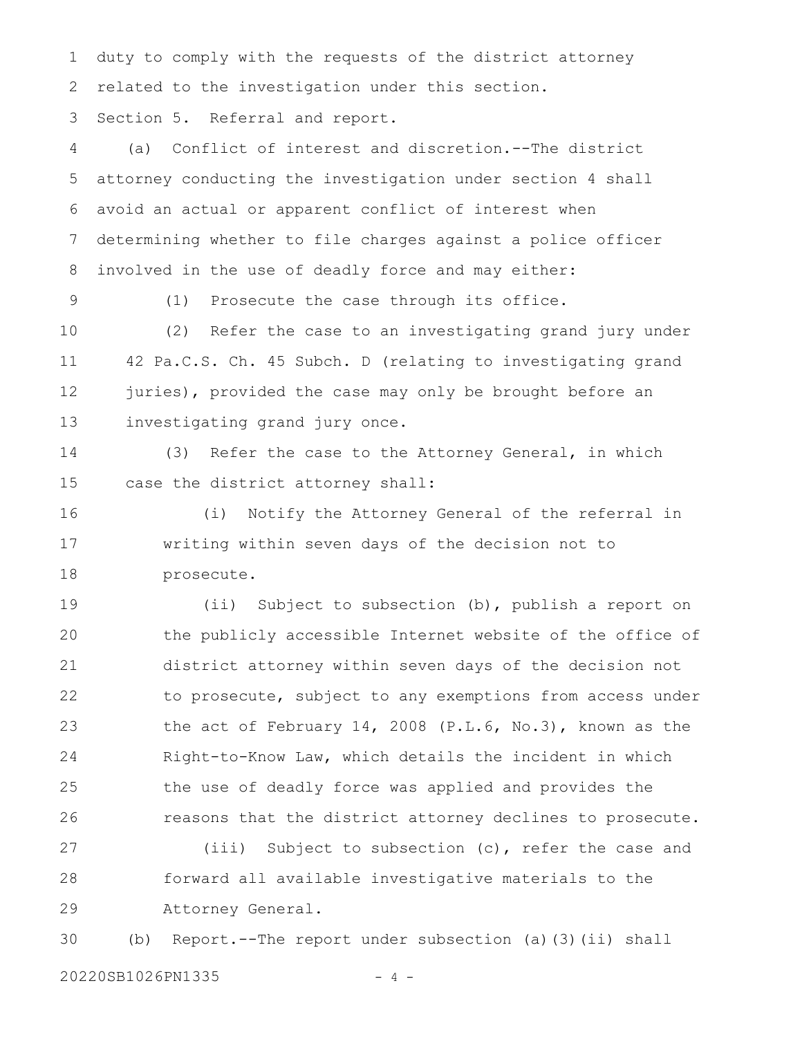duty to comply with the requests of the district attorney related to the investigation under this section.

Section 5. Referral and report.

(a) Conflict of interest and discretion.--The district attorney conducting the investigation under section 4 shall avoid an actual or apparent conflict of interest when determining whether to file charges against a police officer involved in the use of deadly force and may either:

(1) Prosecute the case through its office.

(2) Refer the case to an investigating grand jury under 42 Pa.C.S. Ch. 45 Subch. D (relating to investigating grand juries), provided the case may only be brought before an investigating grand jury once.

(3) Refer the case to the Attorney General, in which case the district attorney shall:

(i) Notify the Attorney General of the referral in writing within seven days of the decision not to prosecute.

(ii) Subject to subsection (b), publish a report on the publicly accessible Internet website of the office of district attorney within seven days of the decision not to prosecute, subject to any exemptions from access under the act of February 14, 2008 (P.L.6, No.3), known as the Right-to-Know Law, which details the incident in which the use of deadly force was applied and provides the reasons that the district attorney declines to prosecute.

(iii) Subject to subsection (c), refer the case and forward all available investigative materials to the Attorney General.

(b) Report.--The report under subsection (a)(3)(ii) shall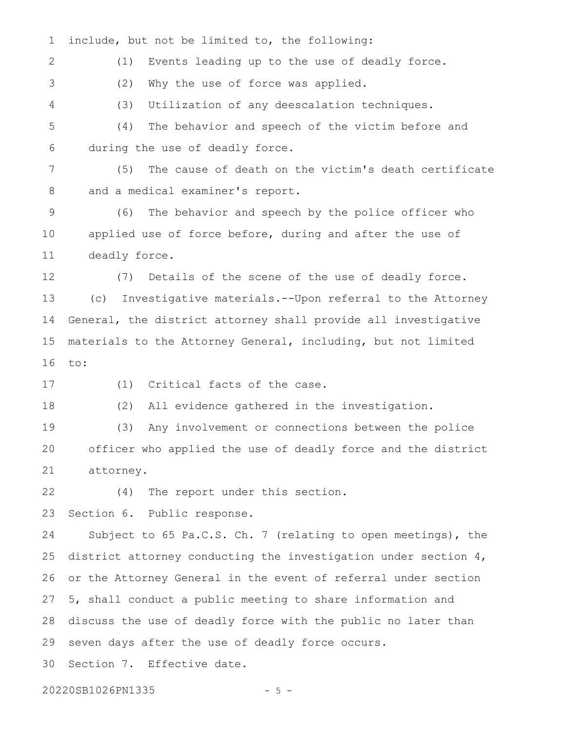include, but not be limited to, the following:

(1) Events leading up to the use of deadly force.

(2) Why the use of force was applied.

(3) Utilization of any deescalation techniques.

(4) The behavior and speech of the victim before and during the use of deadly force.

(5) The cause of death on the victim's death certificate and a medical examiner's report.

(6) The behavior and speech by the police officer who applied use of force before, during and after the use of deadly force.

(7) Details of the scene of the use of deadly force.

(c) Investigative materials.--Upon referral to the Attorney General, the district attorney shall provide all investigative materials to the Attorney General, including, but not limited to:

(1) Critical facts of the case.

(2) All evidence gathered in the investigation.

(3) Any involvement or connections between the police officer who applied the use of deadly force and the district attorney.

(4) The report under this section.

Section 6. Public response.

Subject to 65 Pa.C.S. Ch. 7 (relating to open meetings), the district attorney conducting the investigation under section 4, or the Attorney General in the event of referral under section 5, shall conduct a public meeting to share information and discuss the use of deadly force with the public no later than seven days after the use of deadly force occurs.

Section 7. Effective date.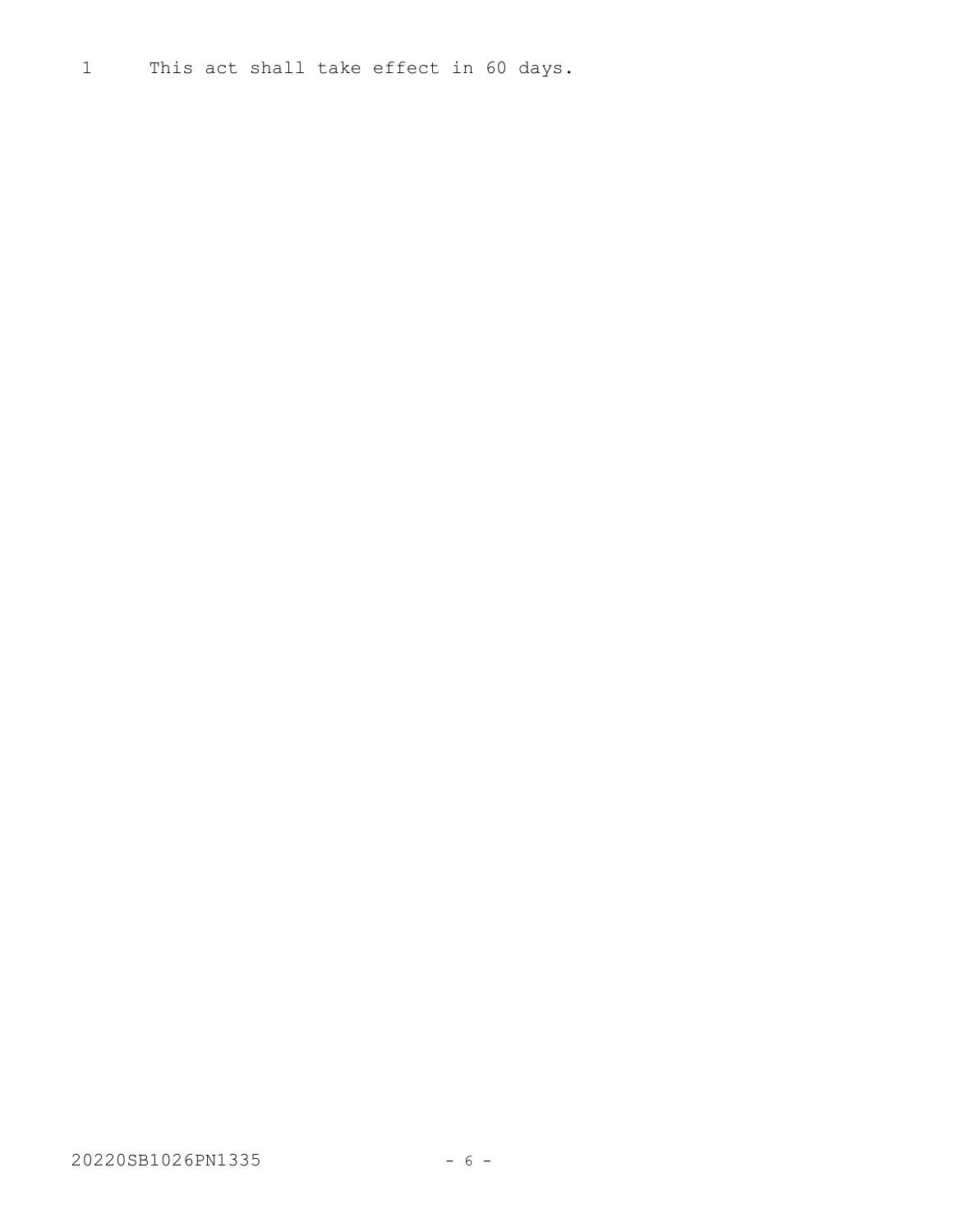This act shall take effect in 60 days.